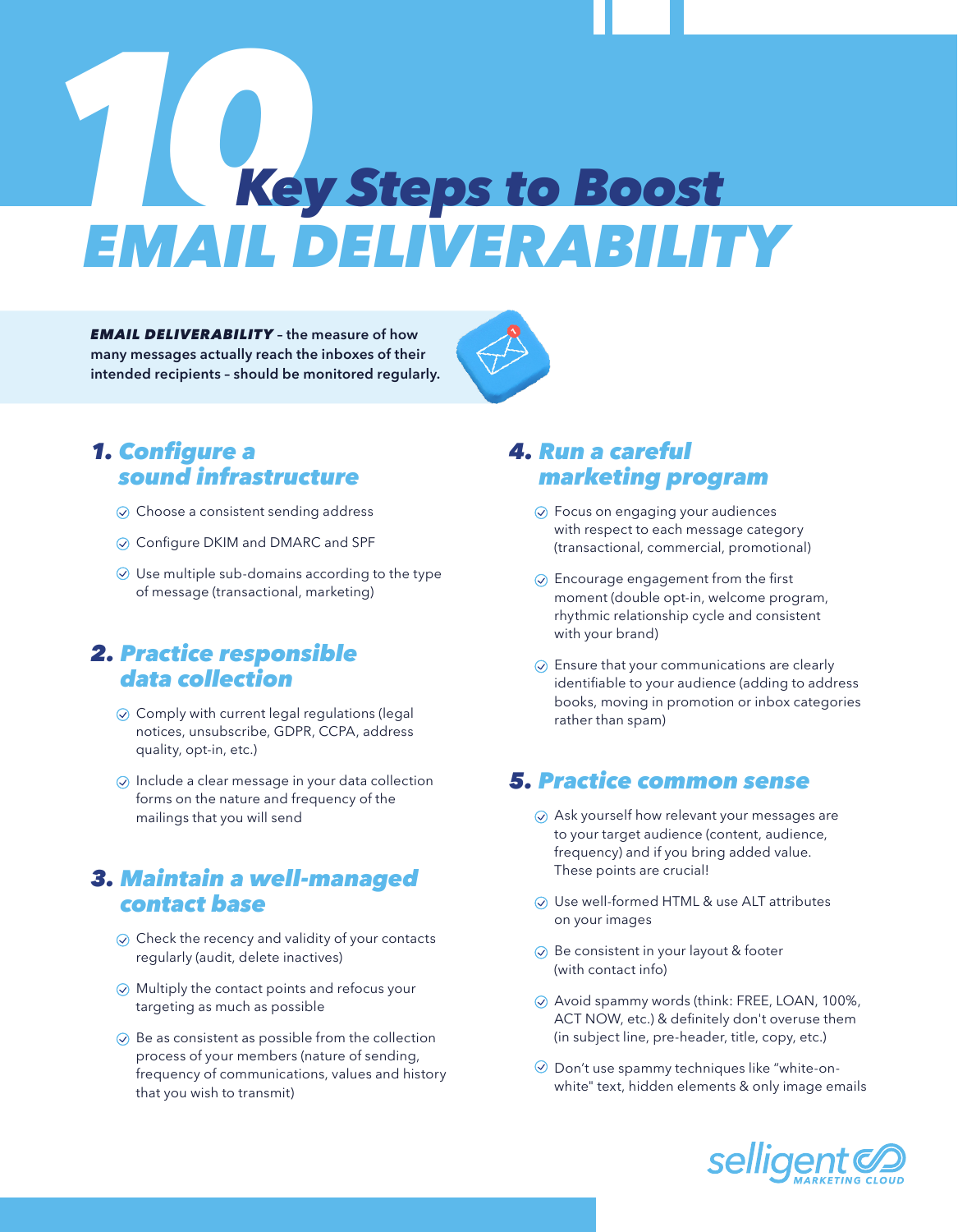# 10 Key Steps to Boost EMAIL DELIVERABILITY

***EMAIL DELIVERABILITY*** **– the measure of how many messages actually reach the inboxes of their intended recipients – should be monitored regularly.**

## 1. Configure a sound infrastructure

- Choose a consistent sending address
- Configure DKIM and DMARC and SPF
- Use multiple sub-domains according to the type of message (transactional, marketing)

## 2. Practice responsible data collection

- Comply with current legal regulations (legal notices, unsubscribe, GDPR, CCPA, address quality, opt-in, etc.)
- Include a clear message in your data collection forms on the nature and frequency of the mailings that you will send

## 3. Maintain a well-managed contact base

- Check the recency and validity of your contacts regularly (audit, delete inactives)
- Multiply the contact points and refocus your targeting as much as possible
- Be as consistent as possible from the collection process of your members (nature of sending, frequency of communications, values and history that you wish to transmit)

## 4. Run a careful marketing program

- Focus on engaging your audiences with respect to each message category (transactional, commercial, promotional)
- Encourage engagement from the first moment (double opt-in, welcome program, rhythmic relationship cycle and consistent with your brand)
- Ensure that your communications are clearly identifiable to your audience (adding to address books, moving in promotion or inbox categories rather than spam)

## 5. Practice common sense

- Ask yourself how relevant your messages are to your target audience (content, audience, frequency) and if you bring added value. These points are crucial!
- Use well-formed HTML & use ALT attributes on your images
- Be consistent in your layout & footer (with contact info)
- Avoid spammy words (think: FREE, LOAN, 100%, ACT NOW, etc.) & definitely don't overuse them (in subject line, pre-header, title, copy, etc.)
- Don't use spammy techniques like "white-on-white" text, hidden elements & only image emails

selligent MARKETING CLOUD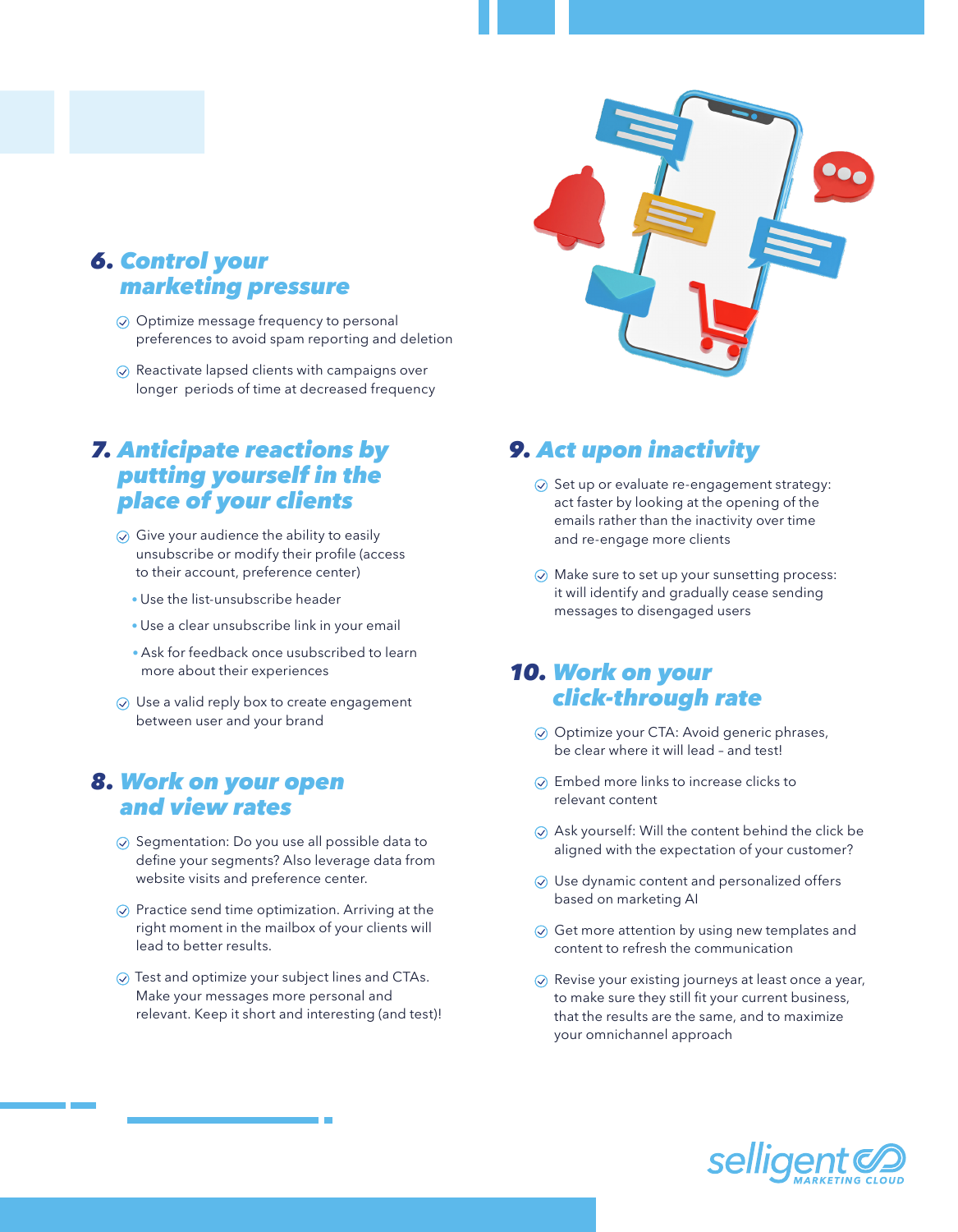## 6. Control your marketing pressure

- Optimize message frequency to personal preferences to avoid spam reporting and deletion
- Reactivate lapsed clients with campaigns over longer periods of time at decreased frequency

## 7. Anticipate reactions by putting yourself in the place of your clients

- Give your audience the ability to easily unsubscribe or modify their profile (access to their account, preference center)
  - Use the list-unsubscribe header
  - Use a clear unsubscribe link in your email
  - Ask for feedback once usubscribed to learn more about their experiences
- Use a valid reply box to create engagement between user and your brand

## 8. Work on your open and view rates

- Segmentation: Do you use all possible data to define your segments? Also leverage data from website visits and preference center.
- Practice send time optimization. Arriving at the right moment in the mailbox of your clients will lead to better results.
- Test and optimize your subject lines and CTAs. Make your messages more personal and relevant. Keep it short and interesting (and test)!

## 9. Act upon inactivity

- Set up or evaluate re-engagement strategy: act faster by looking at the opening of the emails rather than the inactivity over time and re-engage more clients
- Make sure to set up your sunsetting process: it will identify and gradually cease sending messages to disengaged users

## 10. Work on your click-through rate

- Optimize your CTA: Avoid generic phrases, be clear where it will lead – and test!
- Embed more links to increase clicks to relevant content
- Ask yourself: Will the content behind the click be aligned with the expectation of your customer?
- Use dynamic content and personalized offers based on marketing AI
- Get more attention by using new templates and content to refresh the communication
- Revise your existing journeys at least once a year, to make sure they still fit your current business, that the results are the same, and to maximize your omnichannel approach

selligent MARKETING CLOUD